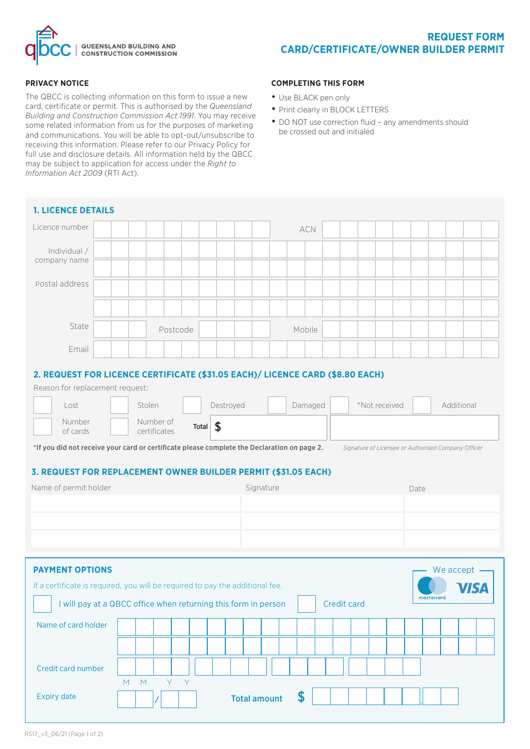QUEENSLAND BUILDING AND CONSTRUCTION COMMISSION

# REQUEST FORM CARD/CERTIFICATE/OWNER BUILDER PERMIT

## PRIVACY NOTICE

The QBCC is collecting information on this form to issue a new card, certificate or permit. This is authorised by the *Queensland Building and Construction Commission Act 1991*. You may receive some related information from us for the purposes of marketing and communications. You will be able to opt-out/unsubscribe to receiving this information. Please refer to our Privacy Policy for full use and disclosure details. All information held by the QBCC may be subject to application for access under the *Right to Information Act 2009* (RTI Act).

## COMPLETING THIS FORM

- Use BLACK pen only
- Print clearly in BLOCK LETTERS
- DO NOT use correction fluid – any amendments should be crossed out and initialed

## 1. LICENCE DETAILS

Licence number ______________ ACN ______________

Individual / company name ______________

Postal address ______________

State ______ Postcode ______ Mobile ______________

Email ______________

## 2. REQUEST FOR LICENCE CERTIFICATE ($31.05 EACH)/ LICENCE CARD ($8.80 EACH)

Reason for replacement request:

☐ Lost ☐ Stolen ☐ Destroyed ☐ Damaged ☐ *Not received ☐ Additional

☐ Number of cards ☐ Number of certificates **Total** $ ______

______________
*Signature of Licensee or Authorised Company Officer*

**\*If you did not receive your card or certificate please complete the Declaration on page 2.**

## 3. REQUEST FOR REPLACEMENT OWNER BUILDER PERMIT ($31.05 EACH)

| Name of permit holder | Signature | Date |
|---|---|---|
| | | |
| | | |
| | | |

## PAYMENT OPTIONS

We accept: mastercard, VISA

If a certificate is required, you will be required to pay the additional fee.

☐ I will pay at a QBCC office when returning this form in person ☐ Credit card

Name of card holder ______________

Credit card number ______________

Expiry date (MM/YY) ____ / ____

**Total amount** $ ______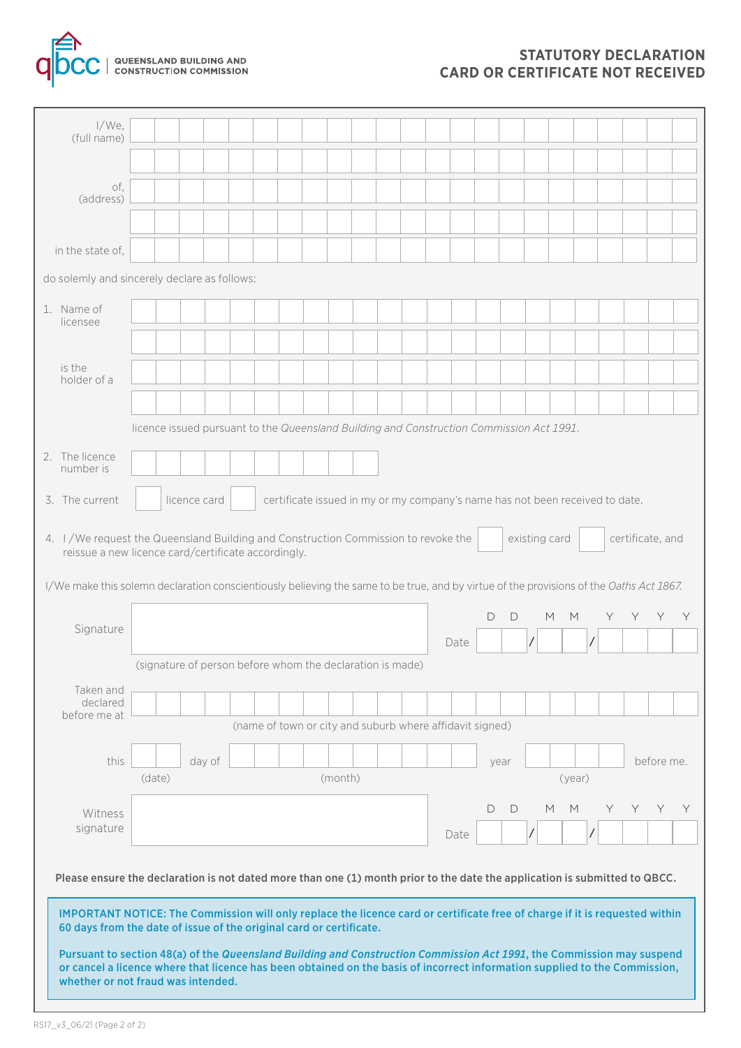QBCC | QUEENSLAND BUILDING AND CONSTRUCTION COMMISSION

# STATUTORY DECLARATION
## CARD OR CERTIFICATE NOT RECEIVED

I/We, (full name)

of, (address)

in the state of,

do solemnly and sincerely declare as follows:

1. Name of licensee

   is the holder of a

   licence issued pursuant to the *Queensland Building and Construction Commission Act 1991*.

2. The licence number is

3. The current ☐ licence card ☐ certificate issued in my or my company's name has not been received to date.

4. I /We request the Queensland Building and Construction Commission to revoke the ☐ existing card ☐ certificate, and reissue a new licence card/certificate accordingly.

I/We make this solemn declaration conscientiously believing the same to be true, and by virtue of the provisions of the *Oaths Act 1867*.

Signature

(signature of person before whom the declaration is made)

Date D D / M M / Y Y Y Y

Taken and declared before me at

(name of town or city and suburb where affidavit signed)

this (date) day of (month) year (year) before me.

Witness signature

Date D D / M M / Y Y Y Y

**Please ensure the declaration is not dated more than one (1) month prior to the date the application is submitted to QBCC.**

**IMPORTANT NOTICE: The Commission will only replace the licence card or certificate free of charge if it is requested within 60 days from the date of issue of the original card or certificate.**

**Pursuant to section 48(a) of the *Queensland Building and Construction Commission Act 1991*, the Commission may suspend or cancel a licence where that licence has been obtained on the basis of incorrect information supplied to the Commission, whether or not fraud was intended.**

RS17_v3_06/21